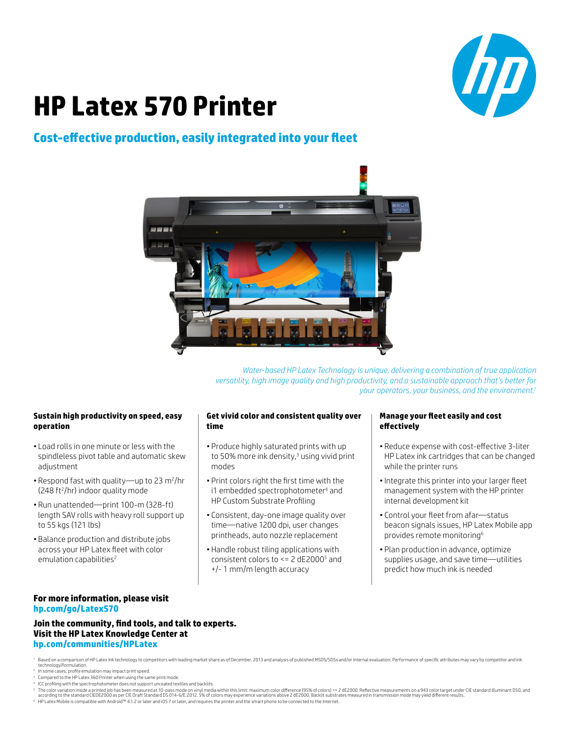# HP Latex 570 Printer

## Cost-effective production, easily integrated into your fleet

*Water-based HP Latex Technology is unique, delivering a combination of true application versatility, high image quality and high productivity, and a sustainable approach that's better for your operators, your business, and the environment.*[1]

### Sustain high productivity on speed, easy operation

- Load rolls in one minute or less with the spindleless pivot table and automatic skew adjustment
- Respond fast with quality—up to 23 $m^2$/hr (248 $ft^2$/hr) indoor quality mode
- Run unattended—print 100-m (328-ft) length SAV rolls with heavy roll support up to 55 kgs (121 lbs)
- Balance production and distribute jobs across your HP Latex fleet with color emulation capabilities[2]

### Get vivid color and consistent quality over time

- Produce highly saturated prints with up to 50% more ink density,[3] using vivid print modes
- Print colors right the first time with the i1 embedded spectrophotometer[4] and HP Custom Substrate Profiling
- Consistent, day-one image quality over time—native 1200 dpi, user changes printheads, auto nozzle replacement
- Handle robust tiling applications with consistent colors to <= 2 dE2000[5] and +/- 1 mm/m length accuracy

### Manage your fleet easily and cost effectively

- Reduce expense with cost-effective 3-liter HP Latex ink cartridges that can be changed while the printer runs
- Integrate this printer into your larger fleet management system with the HP printer internal development kit
- Control your fleet from afar—status beacon signals issues, HP Latex Mobile app provides remote monitoring[6]
- Plan production in advance, optimize supplies usage, and save time—utilities predict how much ink is needed

**For more information, please visit**
**hp.com/go/Latex570**

**Join the community, find tools, and talk to experts. Visit the HP Latex Knowledge Center at**
**hp.com/communities/HPLatex**

[1] Based on a comparison of HP Latex Ink technology to competitors with leading market share as of December, 2013 and analysis of published MSDS/SDSs and/or internal evaluation. Performance of specific attributes may vary by competitor and ink technology/formulation.
[2] In some cases, profile emulation may impact print speed.
[3] Compared to the HP Latex 360 Printer when using the same print mode.
[4] ICC profiling with the spectrophotometer does not support uncoated textiles and backlits.
[5] The color variation inside a printed job has been measured at 10-pass mode on vinyl media within this limit: maximum color difference (95% of colors) <= 2 dE2000. Reflective measurements on a 943 color target under CIE standard illuminant D50, and according to the standard CIEDE2000 as per CIE Draft Standard DS 014-6/E:2012. 5% of colors may experience variations above 2 dE2000. Backlit substrates measured in transmission mode may yield different results.
[6] HP Latex Mobile is compatible with Android™ 4.1.2 or later and iOS 7 or later, and requires the printer and the smart phone to be connected to the Internet.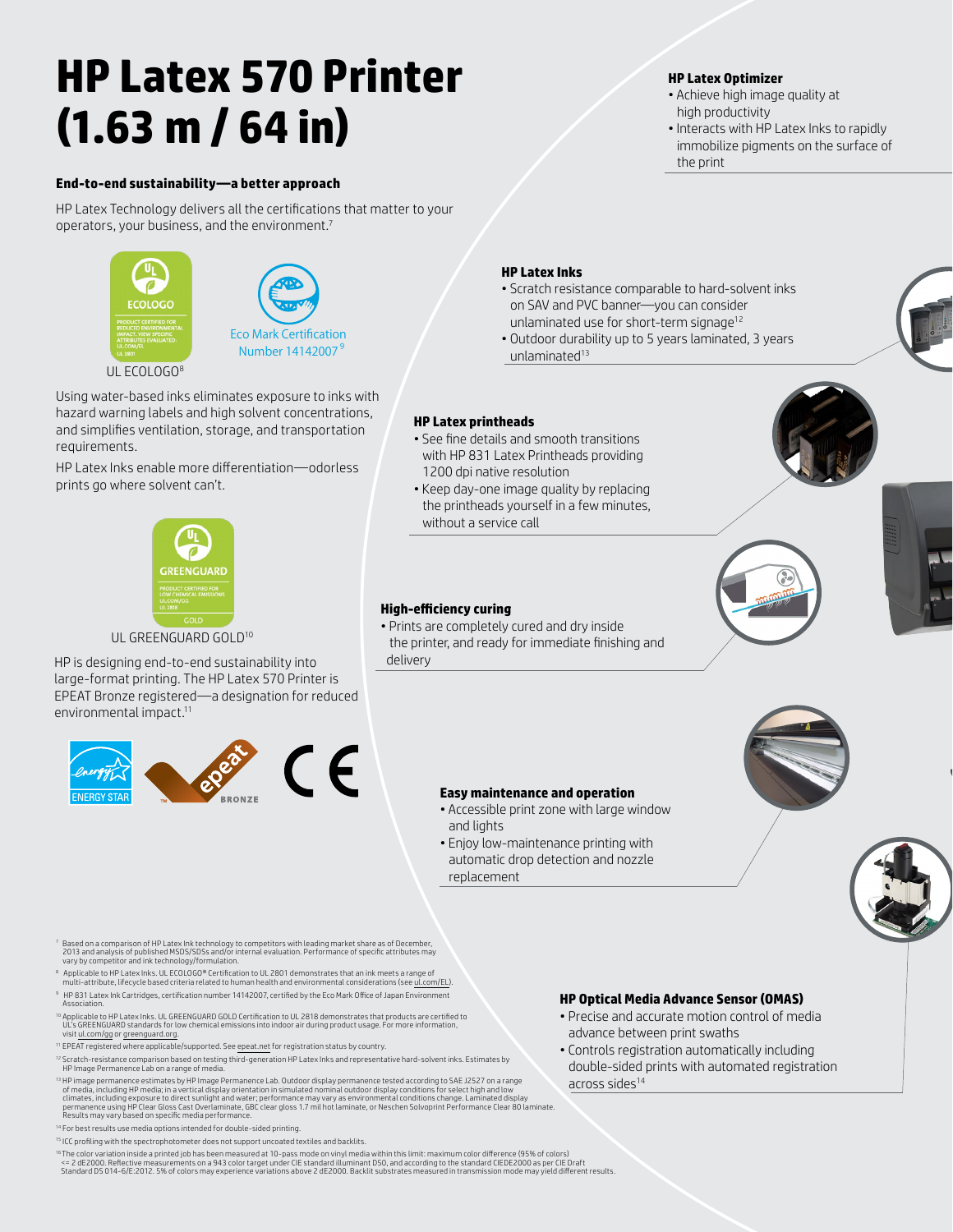# HP Latex 570 Printer (1.63 m / 64 in)

### End-to-end sustainability—a better approach

HP Latex Technology delivers all the certifications that matter to your operators, your business, and the environment.[7]

UL ECOLOGO[8]

Eco Mark Certification Number 14142007[9]

Using water-based inks eliminates exposure to inks with hazard warning labels and high solvent concentrations, and simplifies ventilation, storage, and transportation requirements.

HP Latex Inks enable more differentiation—odorless prints go where solvent can't.

UL GREENGUARD GOLD[10]

HP is designing end-to-end sustainability into large-format printing. The HP Latex 570 Printer is EPEAT Bronze registered—a designation for reduced environmental impact.[11]

### HP Latex Optimizer

- Achieve high image quality at high productivity
- Interacts with HP Latex Inks to rapidly immobilize pigments on the surface of the print

### HP Latex Inks

- Scratch resistance comparable to hard-solvent inks on SAV and PVC banner—you can consider unlaminated use for short-term signage[12]
- Outdoor durability up to 5 years laminated, 3 years unlaminated[13]

### HP Latex printheads

- See fine details and smooth transitions with HP 831 Latex Printheads providing 1200 dpi native resolution
- Keep day-one image quality by replacing the printheads yourself in a few minutes, without a service call

### High-efficiency curing

- Prints are completely cured and dry inside the printer, and ready for immediate finishing and delivery

### Easy maintenance and operation

- Accessible print zone with large window and lights
- Enjoy low-maintenance printing with automatic drop detection and nozzle replacement

### HP Optical Media Advance Sensor (OMAS)

- Precise and accurate motion control of media advance between print swaths
- Controls registration automatically including double-sided prints with automated registration across sides[14]

[7] Based on a comparison of HP Latex Ink technology to competitors with leading market share as of December, 2013 and analysis of published MSDS/SDSs and/or internal evaluation. Performance of specific attributes may vary by competitor and ink technology/formulation.

[8] Applicable to HP Latex Inks. UL ECOLOGO® Certification to UL 2801 demonstrates that an ink meets a range of multi-attribute, lifecycle based criteria related to human health and environmental considerations (see ul.com/EL).

[9] HP 831 Latex Ink Cartridges, certification number 14142007, certified by the Eco Mark Office of Japan Environment Association.

[10] Applicable to HP Latex Inks. UL GREENGUARD GOLD Certification to UL 2818 demonstrates that products are certified to UL's GREENGUARD standards for low chemical emissions into indoor air during product usage. For more information, visit ul.com/gg or greenguard.org.

[11] EPEAT registered where applicable/supported. See epeat.net for registration status by country.

[12] Scratch-resistance comparison based on testing third-generation HP Latex Inks and representative hard-solvent inks. Estimates by HP Image Permanence Lab on a range of media.

[13] HP image permanence estimates by HP Image Permanence Lab. Outdoor display permanence tested according to SAE J2527 on a range of media, including HP media; in a vertical display orientation in simulated nominal outdoor display conditions for select high and low climates, including exposure to direct sunlight and water; performance may vary as environmental conditions change. Laminated display permanence using HP Clear Gloss Cast Overlaminate, GBC clear gloss 1.7 mil hot laminate, or Neschen Solvoprint Performance Clear 80 laminate. Results may vary based on specific media performance.

[14] For best results use media options intended for double-sided printing.

[15] ICC profiling with the spectrophotometer does not support uncoated textiles and backlits.

[16] The color variation inside a printed job has been measured at 10-pass mode on vinyl media within this limit: maximum color difference (95% of colors) <= 2 dE2000. Reflective measurements on a 943 color target under CIE standard illuminant D50, and according to the standard CIEDE2000 as per CIE Draft Standard DS 014-6/E:2012. 5% of colors may experience variations above 2 dE2000. Backlit substrates measured in transmission mode may yield different results.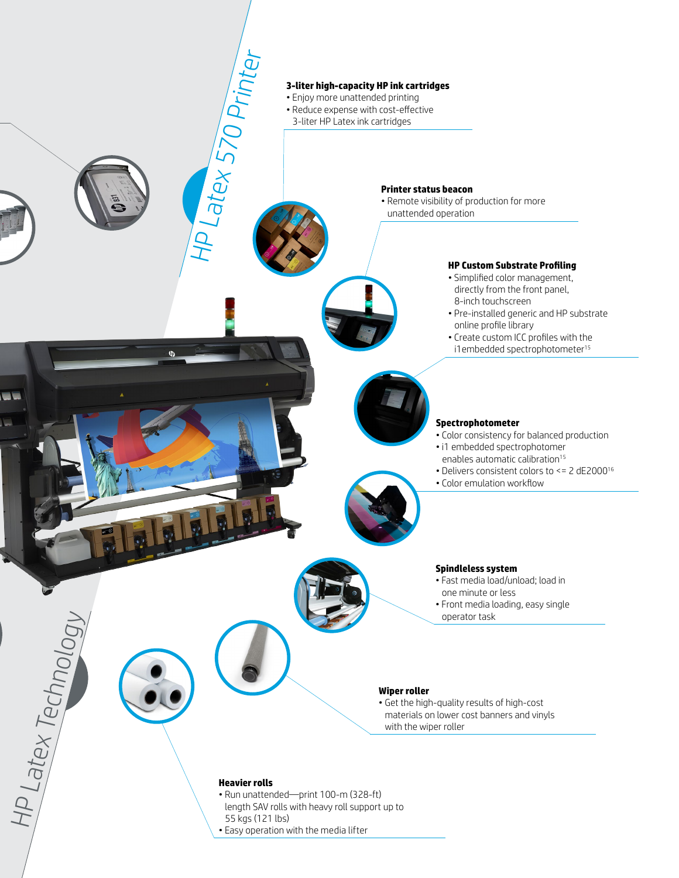# HP Latex 570 Printer

### 3-liter high-capacity HP ink cartridges

- Enjoy more unattended printing
- Reduce expense with cost-effective 3-liter HP Latex ink cartridges

### Printer status beacon

- Remote visibility of production for more unattended operation

### HP Custom Substrate Profiling

- Simplified color management, directly from the front panel, 8-inch touchscreen
- Pre-installed generic and HP substrate online profile library
- Create custom ICC profiles with the i1embedded spectrophotometer[15]

### Spectrophotometer

- Color consistency for balanced production
- i1 embedded spectrophotometer enables automatic calibration[15]
- Delivers consistent colors to <= 2 dE2000[16]
- Color emulation workflow

### Spindleless system

- Fast media load/unload; load in one minute or less
- Front media loading, easy single operator task

### Wiper roller

- Get the high-quality results of high-cost materials on lower cost banners and vinyls with the wiper roller

### Heavier rolls

- Run unattended—print 100-m (328-ft) length SAV rolls with heavy roll support up to 55 kgs (121 lbs)
- Easy operation with the media lifter

HP Latex Technology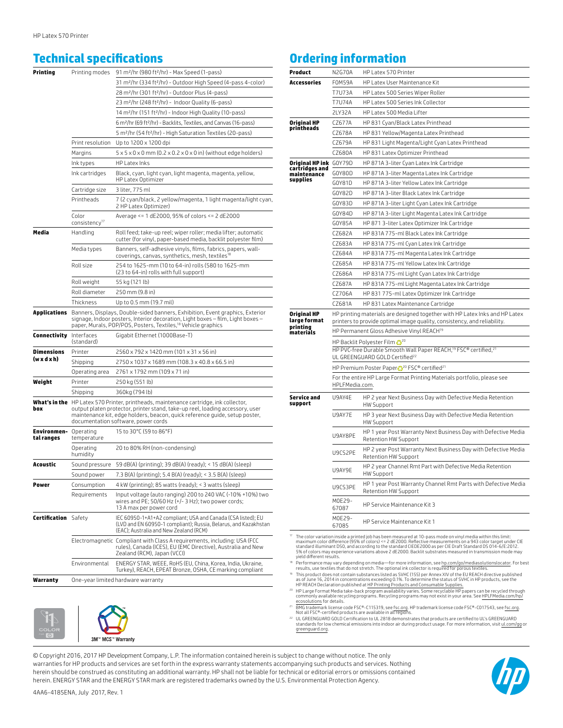## Technical specifications

| | | |
|---|---|---|
| **Printing** | Printing modes | 91 m²/hr (980 ft²/hr) - Max Speed (1-pass) |
| | | 31 m²/hr (334 ft²/hr) - Outdoor High Speed (4-pass 4-color) |
| | | 28 m²/hr (301 ft²/hr) - Outdoor Plus (4-pass) |
| | | 23 m²/hr (248 ft²/hr) - Indoor Quality (6-pass) |
| | | 14 m²/hr (151 ft²/hr) - Indoor High Quality (10-pass) |
| | | 6 m²/hr (69 ft²/hr) - Backlits, Textiles, and Canvas (16-pass) |
| | | 5 m²/hr (54 ft²/hr) - High Saturation Textiles (20-pass) |
| | Print resolution | Up to 1200 x 1200 dpi |
| | Margins | 5 x 5 x 0 x 0 mm (0.2 x 0.2 x 0 x 0 in) (without edge holders) |
| | Ink types | HP Latex Inks |
| | Ink cartridges | Black, cyan, light cyan, light magenta, magenta, yellow, HP Latex Optimizer |
| | Cartridge size | 3 liter, 775 ml |
| | Printheads | 7 (2 cyan/black, 2 yellow/magenta, 1 light magenta/light cyan, 2 HP Latex Optimizer) |
| | Color consistency[17] | Average <= 1 dE2000, 95% of colors <= 2 dE2000 |
| **Media** | Handling | Roll feed; take-up reel; wiper roller; media lifter; automatic cutter (for vinyl, paper-based media, backlit polyester film) |
| | Media types | Banners, self-adhesive vinyls, films, fabrics, papers, wall-coverings, canvas, synthetics, mesh, textiles[18] |
| | Roll size | 254 to 1625-mm (10 to 64-in) rolls (580 to 1625-mm (23 to 64-in) rolls with full support) |
| | Roll weight | 55 kg (121 lb) |
| | Roll diameter | 250 mm (9.8 in) |
| | Thickness | Up to 0.5 mm (19.7 mil) |
| **Applications** | | Banners, Displays, Double-sided banners, Exhibition, Event graphics, Exterior signage, Indoor posters, Interior decoration, Light boxes – film, Light boxes – paper, Murals, POP/POS, Posters, Textiles,[18] Vehicle graphics |
| **Connectivity** | Interfaces (standard) | Gigabit Ethernet (1000Base-T) |
| **Dimensions (w x d x h)** | Printer | 2560 x 792 x 1420 mm (101 x 31 x 56 in) |
| | Shipping | 2750 x 1037 x 1689 mm (108.3 x 40.8 x 66.5 in) |
| | Operating area | 2761 x 1792 mm (109 x 71 in) |
| **Weight** | Printer | 250 kg (551 lb) |
| | Shipping | 360kg (794 lb) |
| **What's in the box** | | HP Latex 570 Printer, printheads, maintenance cartridge, ink collector, output platen protector, printer stand, take-up reel, loading accessory, user maintenance kit, edge holders, beacon, quick reference guide, setup poster, documentation software, power cords |
| **Environmental ranges** | Operating temperature | 15 to 30°C (59 to 86°F) |
| | Operating humidity | 20 to 80% RH (non-condensing) |
| **Acoustic** | Sound pressure | 59 dB(A) (printing); 39 dB(A) (ready); < 15 dB(A) (sleep) |
| | Sound power | 7.3 B(A) (printing); 5.4 B(A) (ready); < 3.5 B(A) (sleep) |
| **Power** | Consumption | 4 kW (printing); 85 watts (ready); < 3 watts (sleep) |
| | Requirements | Input voltage (auto ranging) 200 to 240 VAC (-10% +10%) two wires and PE; 50/60 Hz (+/- 3 Hz); two power cords; 13 A max per power cord |
| **Certification** | Safety | IEC 60950-1+A1+A2 compliant; USA and Canada (CSA listed); EU (LVD and EN 60950-1 compliant); Russia, Belarus, and Kazakhstan (EAC); Australia and New Zealand (RCM) |
| | Electromagnetic | Compliant with Class A requirements, including: USA (FCC rules), Canada (ICES), EU (EMC Directive), Australia and New Zealand (RCM), Japan (VCCI) |
| | Environmental | ENERGY STAR, WEEE, RoHS (EU, China, Korea, India, Ukraine, Turkey), REACH, EPEAT Bronze, OSHA, CE marking compliant |
| **Warranty** | | One-year limited hardware warranty |

3M™ MCS™ Warranty

## Ordering information

| | | |
|---|---|---|
| **Product** | N2G70A | HP Latex 570 Printer |
| **Accessories** | F0M59A | HP Latex User Maintenance Kit |
| | T7U73A | HP Latex 500 Series Wiper Roller |
| | T7U74A | HP Latex 500 Series Ink Collector |
| | 2LY32A | HP Latex 500 Media Lifter |
| **Original HP printheads** | CZ677A | HP 831 Cyan/Black Latex Printhead |
| | CZ678A | HP 831 Yellow/Magenta Latex Printhead |
| | CZ679A | HP 831 Light Magenta/Light Cyan Latex Printhead |
| | CZ680A | HP 831 Latex Optimizer Printhead |
| **Original HP ink cartridges and maintenance supplies** | G0Y79D | HP 871A 3-liter Cyan Latex Ink Cartridge |
| | G0Y80D | HP 871A 3-liter Magenta Latex Ink Cartridge |
| | G0Y81D | HP 871A 3-liter Yellow Latex Ink Cartridge |
| | G0Y82D | HP 871A 3-liter Black Latex Ink Cartridge |
| | G0Y83D | HP 871A 3-liter Light Cyan Latex Ink Cartridge |
| | G0Y84D | HP 871A 3-liter Light Magenta Latex Ink Cartridge |
| | G0Y85A | HP 871 3-liter Latex Optimizer Ink Cartridge |
| | CZ682A | HP 831A 775-ml Black Latex Ink Cartridge |
| | CZ683A | HP 831A 775-ml Cyan Latex Ink Cartridge |
| | CZ684A | HP 831A 775-ml Magenta Latex Ink Cartridge |
| | CZ685A | HP 831A 775-ml Yellow Latex Ink Cartridge |
| | CZ686A | HP 831A 775-ml Light Cyan Latex Ink Cartridge |
| | CZ687A | HP 831A 775-ml Light Magenta Latex Ink Cartridge |
| | CZ706A | HP 831 775-ml Latex Optimizer Ink Cartridge |
| | CZ681A | HP 831 Latex Maintenance Cartridge |
| **Original HP large format printing materials** | | HP printing materials are designed together with HP Latex Inks and HP Latex printers to provide optimal image quality, consistency, and reliability. |
| | | HP Permanent Gloss Adhesive Vinyl REACH[19] |
| | | HP Backlit Polyester Film[20] |
| | | HP PVC-free Durable Smooth Wall Paper REACH,[19] FSC® certified,[21] UL GREENGUARD GOLD Certified[22] |
| | | HP Premium Poster Paper[20] FSC® certified[21] |
| | | For the entire HP Large Format Printing Materials portfolio, please see HPLFMedia.com. |
| **Service and support** | U9AY4E | HP 2 year Next Business Day with Defective Media Retention HW Support |
| | U9AY7E | HP 3 year Next Business Day with Defective Media Retention HW Support |
| | U9AY8PE | HP 1 year Post Warranty Next Business Day with Defective Media Retention HW Support |
| | U9CS2PE | HP 2 year Post Warranty Next Business Day with Defective Media Retention HW Support |
| | U9AY9E | HP 2 year Channel Rmt Part with Defective Media Retention HW Support |
| | U9CS3PE | HP 1 year Post Warranty Channel Rmt Parts with Defective Media Retention HW Support |
| | M0E29-67087 | HP Service Maintenance Kit 3 |
| | M0E29-67085 | HP Service Maintenance Kit 1 |

[17] The color variation inside a printed job has been measured at 10-pass mode on vinyl media within this limit: maximum color difference (95% of colors) <= 2 dE2000. Reflective measurements on a 943 color target under CIE standard illuminant D50, and according to the standard CIEDE2000 as per CIE Draft Standard DS 014-6/E:2012. 5% of colors may experience variations above 2 dE2000. Backlit substrates measured in transmission mode may yield different results.

[18] Performance may vary depending on media—for more information, see hp.com/go/mediasolutionslocator. For best results, use textiles that do not stretch. The optional ink collector is required for porous textiles.

[19] This product does not contain substances listed as SVHC (155) per Annex XIV of the EU REACH directive published as of June 16, 2014 in concentrations exceeding 0.1%. To determine the status of SVHC in HP products, see the HP REACH Declaration published at HP Printing Products and Consumable Supplies.

[20] HP Large Format Media take-back program availability varies. Some recyclable HP papers can be recycled through commonly available recycling programs. Recycling programs may not exist in your area. See HPLFMedia.com/hp/ecosolutions for details.

[21] BMG trademark license code FSC®-C115319, see fsc.org. HP trademark license code FSC®-C017543, see fsc.org. Not all FSC®-certified products are available in all regions.

[22] UL GREENGUARD GOLD Certification to UL 2818 demonstrates that products are certified to UL's GREENGUARD standards for low chemical emissions into indoor air during product usage. For more information, visit ul.com/gg or greenguard.org.

© Copyright 2016, 2017 HP Development Company, L.P. The information contained herein is subject to change without notice. The only warranties for HP products and services are set forth in the express warranty statements accompanying such products and services. Nothing herein should be construed as constituting an additional warranty. HP shall not be liable for technical or editorial errors or omissions contained herein. ENERGY STAR and the ENERGY STAR mark are registered trademarks owned by the U.S. Environmental Protection Agency.

4AA6-4185ENA, July 2017, Rev. 1